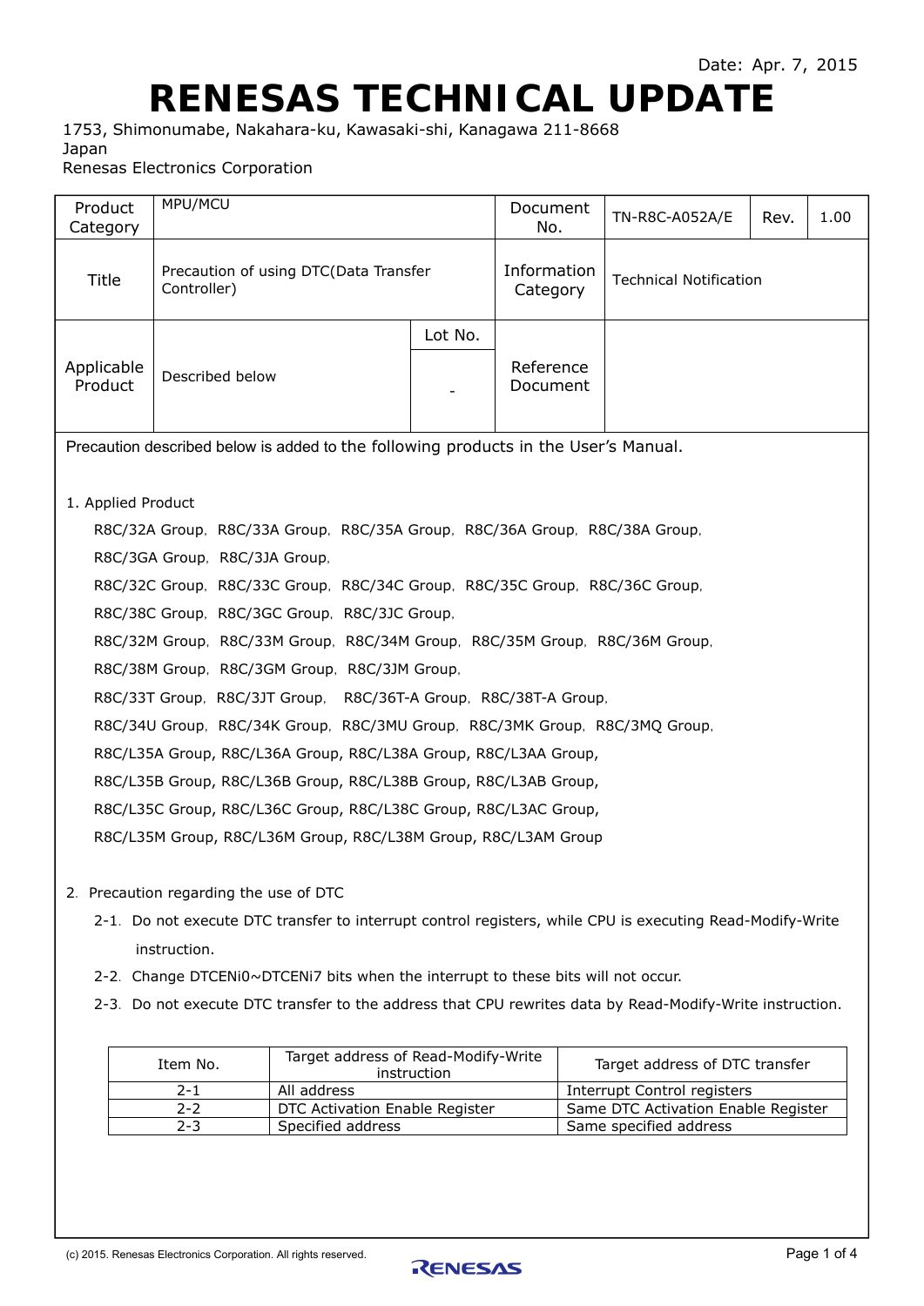Date: Apr. 7, 2015

# RENESAS TECHNICAL UPDATE

1753, Shimonumabe, Nakahara-ku, Kawasaki-shi, Kanagawa 211-8668
Japan
Renesas Electronics Corporation

| Product Category | MPU/MCU | | Document No. | TN-R8C-A052A/E | Rev. | 1.00 |
|---|---|---|---|---|---|---|
| Title | Precaution of using DTC(Data Transfer Controller) | | Information Category | Technical Notification | | |
| Applicable Product | Described below | Lot No. | Reference Document | | | |
| | | - | | | | |

Precaution described below is added to the following products in the User's Manual.

1. Applied Product

   R8C/32A Group, R8C/33A Group, R8C/35A Group, R8C/36A Group, R8C/38A Group,
   R8C/3GA Group, R8C/3JA Group,
   R8C/32C Group, R8C/33C Group, R8C/34C Group, R8C/35C Group, R8C/36C Group,
   R8C/38C Group, R8C/3GC Group, R8C/3JC Group,
   R8C/32M Group, R8C/33M Group, R8C/34M Group, R8C/35M Group, R8C/36M Group,
   R8C/38M Group, R8C/3GM Group, R8C/3JM Group,
   R8C/33T Group, R8C/3JT Group, R8C/36T-A Group, R8C/38T-A Group,
   R8C/34U Group, R8C/34K Group, R8C/3MU Group, R8C/3MK Group, R8C/3MQ Group,
   R8C/L35A Group, R8C/L36A Group, R8C/L38A Group, R8C/L3AA Group,
   R8C/L35B Group, R8C/L36B Group, R8C/L38B Group, R8C/L3AB Group,
   R8C/L35C Group, R8C/L36C Group, R8C/L38C Group, R8C/L3AC Group,
   R8C/L35M Group, R8C/L36M Group, R8C/L38M Group, R8C/L3AM Group

2. Precaution regarding the use of DTC

   2-1. Do not execute DTC transfer to interrupt control registers, while CPU is executing Read-Modify-Write instruction.

   2-2. Change DTCENi0~DTCENi7 bits when the interrupt to these bits will not occur.

   2-3. Do not execute DTC transfer to the address that CPU rewrites data by Read-Modify-Write instruction.

| Item No. | Target address of Read-Modify-Write instruction | Target address of DTC transfer |
|---|---|---|
| 2-1 | All address | Interrupt Control registers |
| 2-2 | DTC Activation Enable Register | Same DTC Activation Enable Register |
| 2-3 | Specified address | Same specified address |

(c) 2015. Renesas Electronics Corporation. All rights reserved.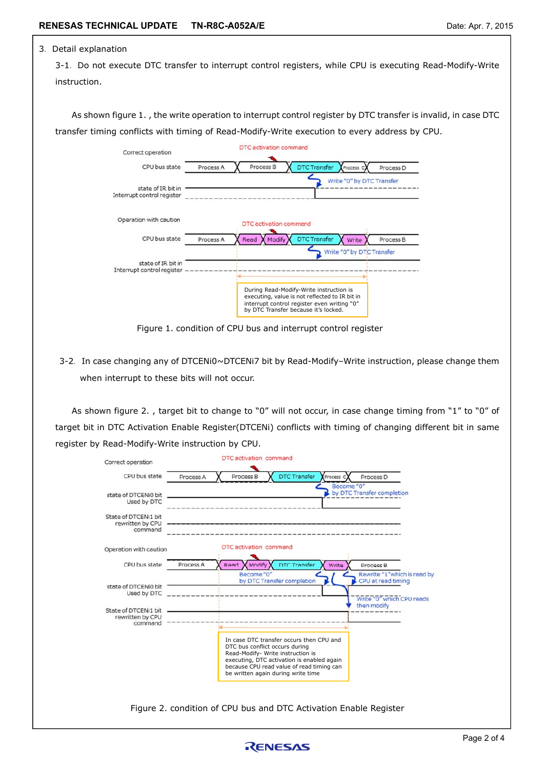3. Detail explanation

3-1. Do not execute DTC transfer to interrupt control registers, while CPU is executing Read-Modify-Write instruction.

As shown figure 1. , the write operation to interrupt control register by DTC transfer is invalid, in case DTC transfer timing conflicts with timing of Read-Modify-Write execution to every address by CPU.

Figure 1. condition of CPU bus and interrupt control register

3-2. In case changing any of DTCENi0~DTCENi7 bit by Read-Modify–Write instruction, please change them when interrupt to these bits will not occur.

As shown figure 2. , target bit to change to “0” will not occur, in case change timing from “1” to “0” of target bit in DTC Activation Enable Register(DTCENi) conflicts with timing of changing different bit in same register by Read-Modify-Write instruction by CPU.

Figure 2. condition of CPU bus and DTC Activation Enable Register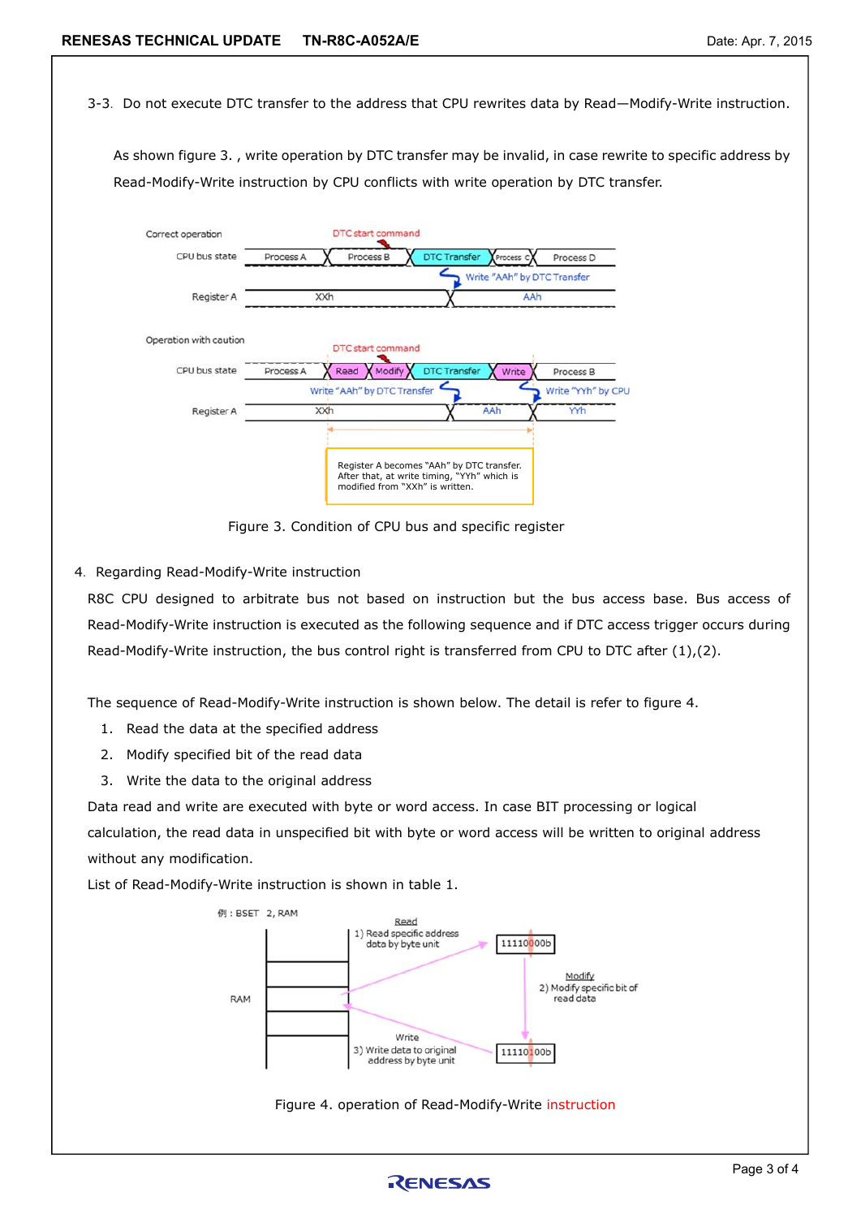3-3. Do not execute DTC transfer to the address that CPU rewrites data by Read—Modify-Write instruction.

As shown figure 3. , write operation by DTC transfer may be invalid, in case rewrite to specific address by Read-Modify-Write instruction by CPU conflicts with write operation by DTC transfer.

Figure 3. Condition of CPU bus and specific register

4. Regarding Read-Modify-Write instruction

R8C CPU designed to arbitrate bus not based on instruction but the bus access base. Bus access of Read-Modify-Write instruction is executed as the following sequence and if DTC access trigger occurs during Read-Modify-Write instruction, the bus control right is transferred from CPU to DTC after (1),(2).

The sequence of Read-Modify-Write instruction is shown below. The detail is refer to figure 4.

1. Read the data at the specified address
2. Modify specified bit of the read data
3. Write the data to the original address

Data read and write are executed with byte or word access. In case BIT processing or logical calculation, the read data in unspecified bit with byte or word access will be written to original address without any modification.

List of Read-Modify-Write instruction is shown in table 1.

Figure 4. operation of Read-Modify-Write instruction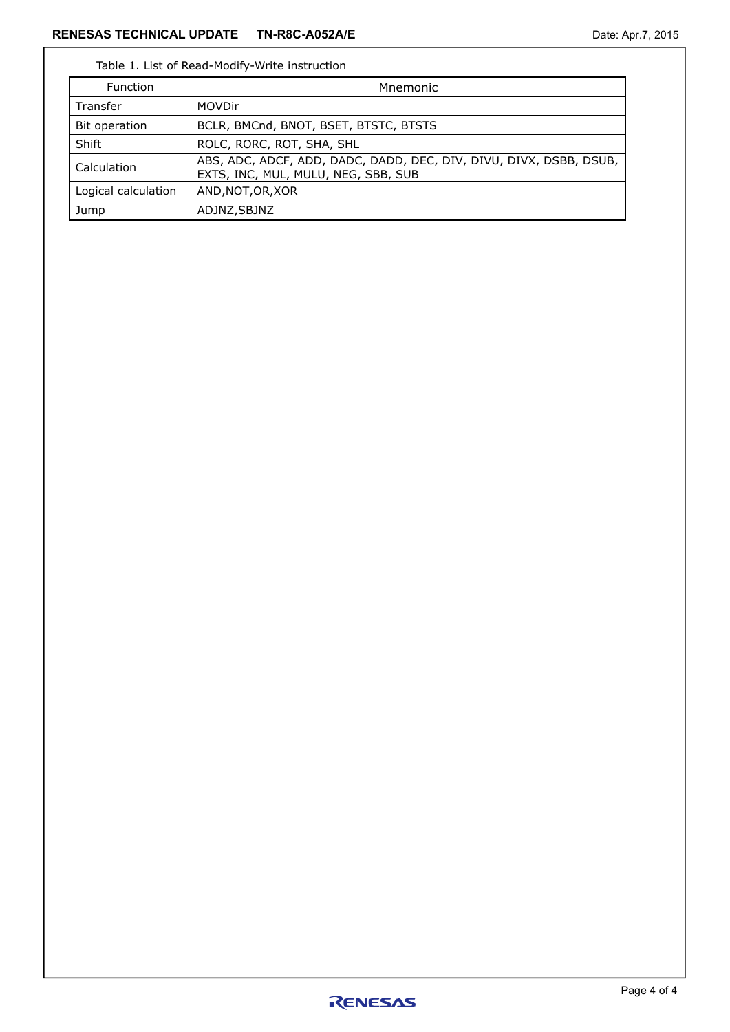Table 1. List of Read-Modify-Write instruction

| Function | Mnemonic |
|---|---|
| Transfer | MOVDir |
| Bit operation | BCLR, BMCnd, BNOT, BSET, BTSTC, BTSTS |
| Shift | ROLC, RORC, ROT, SHA, SHL |
| Calculation | ABS, ADC, ADCF, ADD, DADC, DADD, DEC, DIV, DIVU, DIVX, DSBB, DSUB, EXTS, INC, MUL, MULU, NEG, SBB, SUB |
| Logical calculation | AND,NOT,OR,XOR |
| Jump | ADJNZ,SBJNZ |